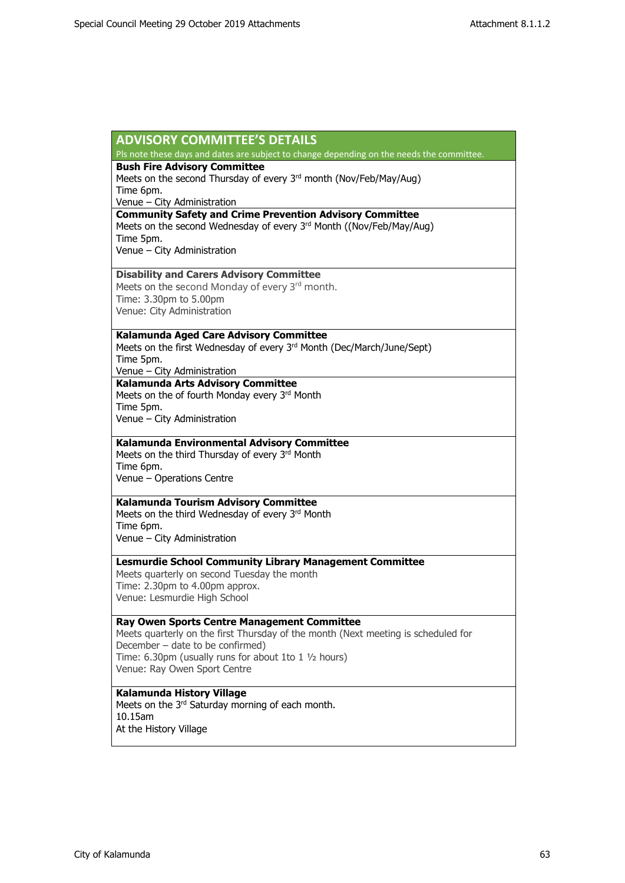## ADVISORY COMMITTEE'S DETAILS

Pls note these days and dates are subject to change depending on the needs the committee.

**Bush Fire Advisory Committee**
Meets on the second Thursday of every 3rd month (Nov/Feb/May/Aug)
Time 6pm.
Venue – City Administration

**Community Safety and Crime Prevention Advisory Committee**
Meets on the second Wednesday of every 3rd Month ((Nov/Feb/May/Aug)
Time 5pm.
Venue – City Administration

**Disability and Carers Advisory Committee**
Meets on the second Monday of every 3rd month.
Time: 3.30pm to 5.00pm
Venue: City Administration

**Kalamunda Aged Care Advisory Committee**
Meets on the first Wednesday of every 3rd Month (Dec/March/June/Sept)
Time 5pm.
Venue – City Administration

**Kalamunda Arts Advisory Committee**
Meets on the of fourth Monday every 3rd Month
Time 5pm.
Venue – City Administration

**Kalamunda Environmental Advisory Committee**
Meets on the third Thursday of every 3rd Month
Time 6pm.
Venue – Operations Centre

**Kalamunda Tourism Advisory Committee**
Meets on the third Wednesday of every 3rd Month
Time 6pm.
Venue – City Administration

**Lesmurdie School Community Library Management Committee**
Meets quarterly on second Tuesday the month
Time: 2.30pm to 4.00pm approx.
Venue: Lesmurdie High School

**Ray Owen Sports Centre Management Committee**
Meets quarterly on the first Thursday of the month (Next meeting is scheduled for December – date to be confirmed)
Time: 6.30pm (usually runs for about 1to 1 ½ hours)
Venue: Ray Owen Sport Centre

**Kalamunda History Village**
Meets on the 3rd Saturday morning of each month.
10.15am
At the History Village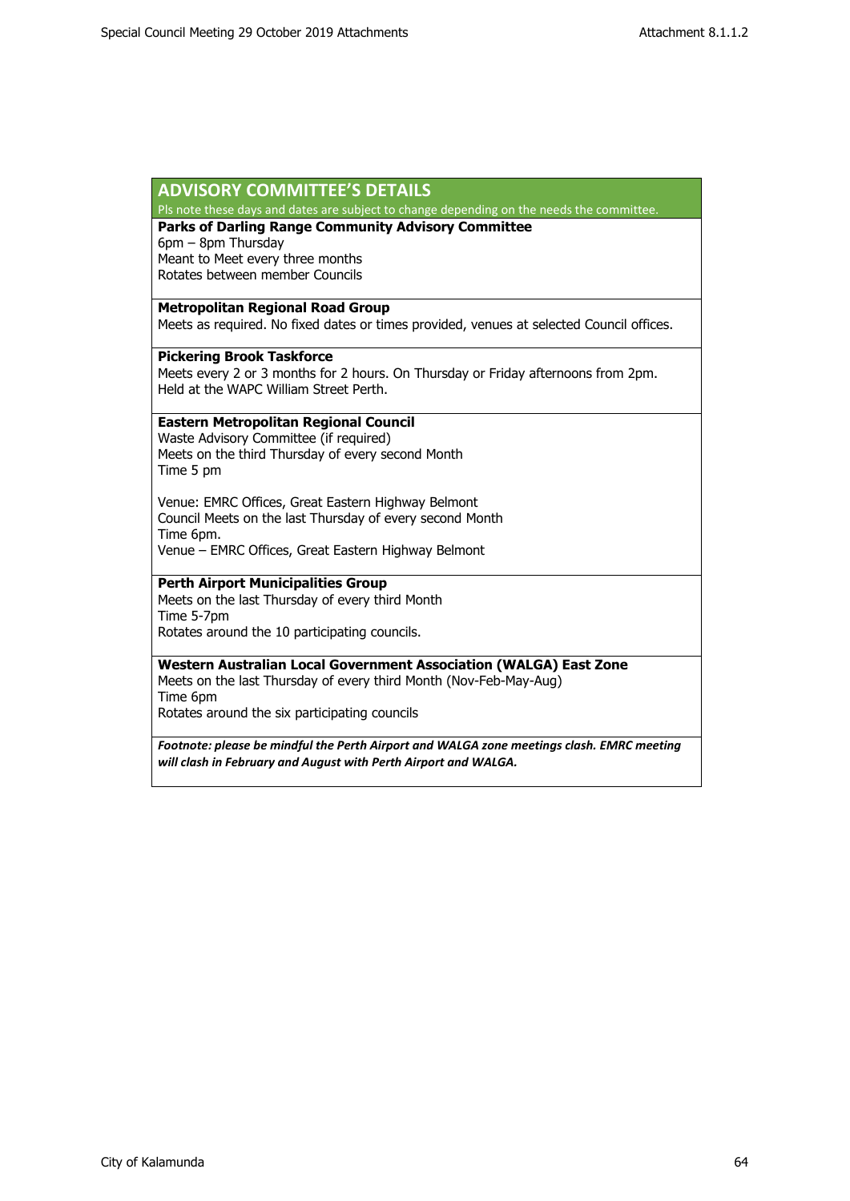## ADVISORY COMMITTEE'S DETAILS

Pls note these days and dates are subject to change depending on the needs the committee.

**Parks of Darling Range Community Advisory Committee**
6pm – 8pm Thursday
Meant to Meet every three months
Rotates between member Councils

**Metropolitan Regional Road Group**
Meets as required. No fixed dates or times provided, venues at selected Council offices.

**Pickering Brook Taskforce**
Meets every 2 or 3 months for 2 hours. On Thursday or Friday afternoons from 2pm.
Held at the WAPC William Street Perth.

**Eastern Metropolitan Regional Council**
Waste Advisory Committee (if required)
Meets on the third Thursday of every second Month
Time 5 pm

Venue: EMRC Offices, Great Eastern Highway Belmont
Council Meets on the last Thursday of every second Month
Time 6pm.
Venue – EMRC Offices, Great Eastern Highway Belmont

**Perth Airport Municipalities Group**
Meets on the last Thursday of every third Month
Time 5-7pm
Rotates around the 10 participating councils.

**Western Australian Local Government Association (WALGA) East Zone**
Meets on the last Thursday of every third Month (Nov-Feb-May-Aug)
Time 6pm
Rotates around the six participating councils

***Footnote: please be mindful the Perth Airport and WALGA zone meetings clash. EMRC meeting will clash in February and August with Perth Airport and WALGA.***